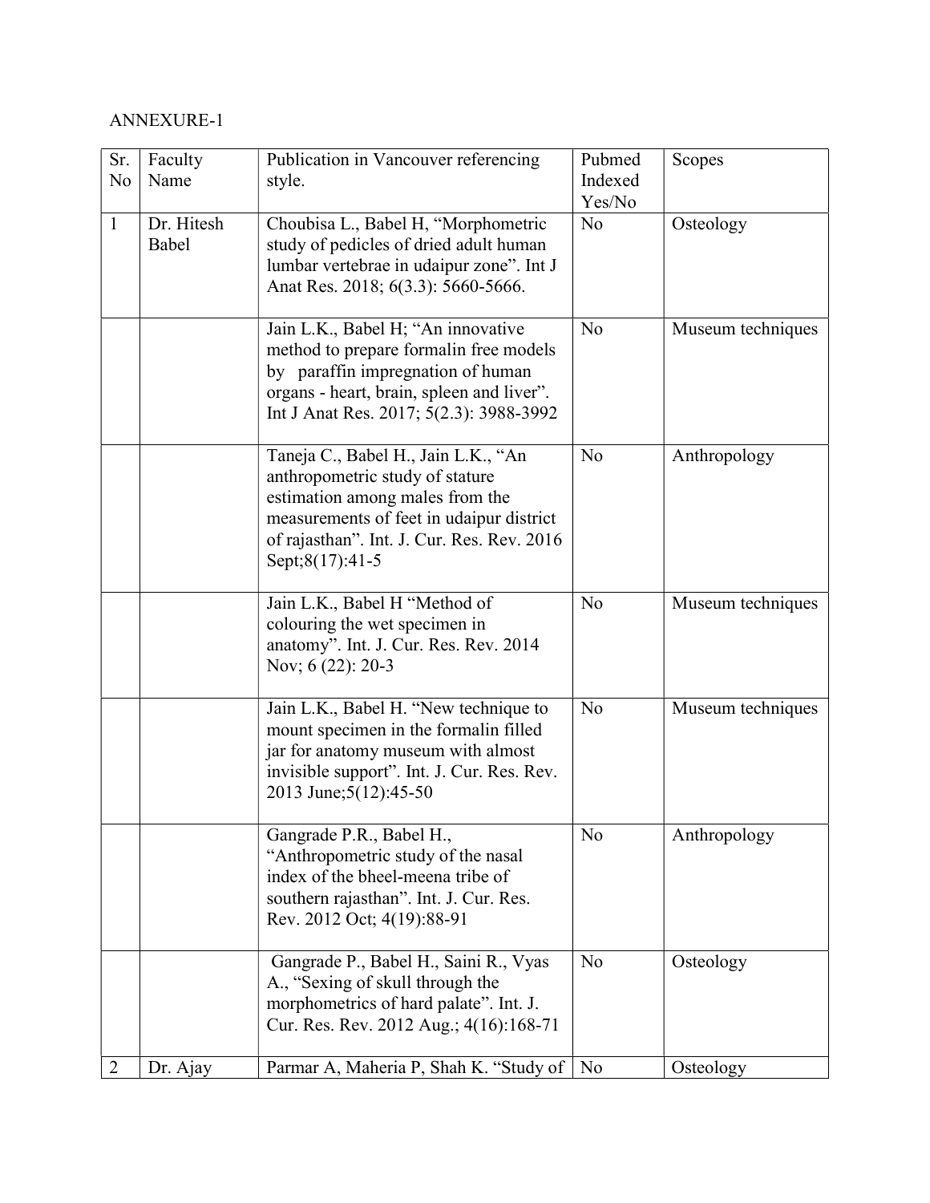ANNEXURE-1

| Sr. No | Faculty Name | Publication in Vancouver referencing style. | Pubmed Indexed Yes/No | Scopes |
|---|---|---|---|---|
| 1 | Dr. Hitesh Babel | Choubisa L., Babel H, “Morphometric study of pedicles of dried adult human lumbar vertebrae in udaipur zone”. Int J Anat Res. 2018; 6(3.3): 5660-5666. | No | Osteology |
| | | Jain L.K., Babel H; “An innovative method to prepare formalin free models by paraffin impregnation of human organs - heart, brain, spleen and liver”. Int J Anat Res. 2017; 5(2.3): 3988-3992 | No | Museum techniques |
| | | Taneja C., Babel H., Jain L.K., “An anthropometric study of stature estimation among males from the measurements of feet in udaipur district of rajasthan”. Int. J. Cur. Res. Rev. 2016 Sept;8(17):41-5 | No | Anthropology |
| | | Jain L.K., Babel H “Method of colouring the wet specimen in anatomy”. Int. J. Cur. Res. Rev. 2014 Nov; 6 (22): 20-3 | No | Museum techniques |
| | | Jain L.K., Babel H. “New technique to mount specimen in the formalin filled jar for anatomy museum with almost invisible support”. Int. J. Cur. Res. Rev. 2013 June;5(12):45-50 | No | Museum techniques |
| | | Gangrade P.R., Babel H., “Anthropometric study of the nasal index of the bheel-meena tribe of southern rajasthan”. Int. J. Cur. Res. Rev. 2012 Oct; 4(19):88-91 | No | Anthropology |
| | | Gangrade P., Babel H., Saini R., Vyas A., “Sexing of skull through the morphometrics of hard palate”. Int. J. Cur. Res. Rev. 2012 Aug.; 4(16):168-71 | No | Osteology |
| 2 | Dr. Ajay | Parmar A, Maheria P, Shah K. “Study of | No | Osteology |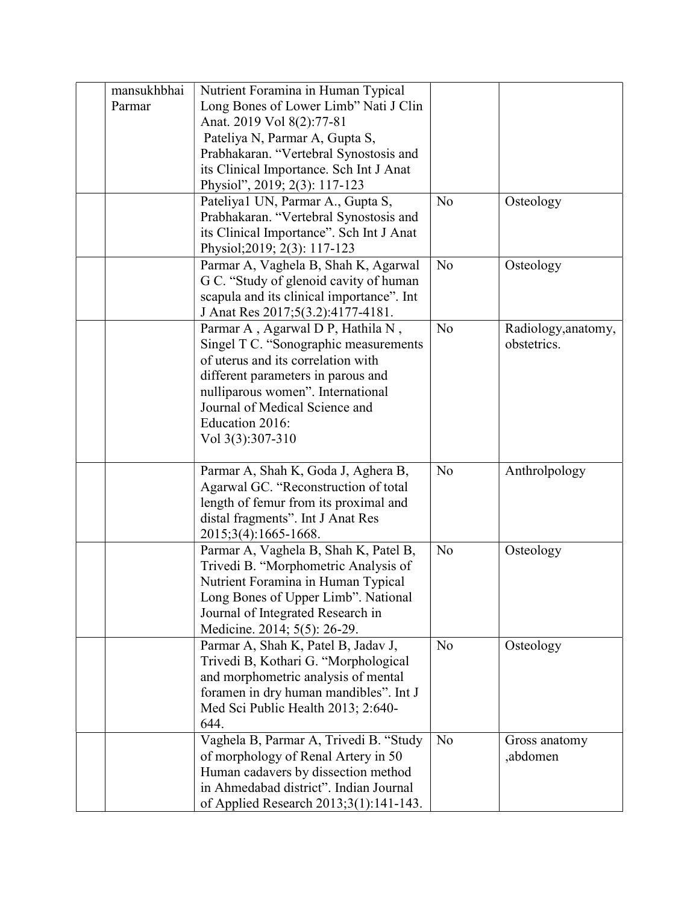|  |  |  |  |  |
|---|---|---|---|---|
|  | mansukhbhai Parmar | Nutrient Foramina in Human Typical Long Bones of Lower Limb" Nati J Clin Anat. 2019 Vol 8(2):77-81<br>Pateliya N, Parmar A, Gupta S, Prabhakaran. "Vertebral Synostosis and its Clinical Importance. Sch Int J Anat Physiol", 2019; 2(3): 117-123 |  |  |
|  |  | Pateliya1 UN, Parmar A., Gupta S, Prabhakaran. "Vertebral Synostosis and its Clinical Importance". Sch Int J Anat Physiol;2019; 2(3): 117-123 | No | Osteology |
|  |  | Parmar A, Vaghela B, Shah K, Agarwal G C. "Study of glenoid cavity of human scapula and its clinical importance". Int J Anat Res 2017;5(3.2):4177-4181. | No | Osteology |
|  |  | Parmar A , Agarwal D P, Hathila N , Singel T C. "Sonographic measurements of uterus and its correlation with different parameters in parous and nulliparous women". International Journal of Medical Science and Education 2016:<br>Vol 3(3):307-310 | No | Radiology,anatomy, obstetrics. |
|  |  | Parmar A, Shah K, Goda J, Aghera B, Agarwal GC. "Reconstruction of total length of femur from its proximal and distal fragments". Int J Anat Res 2015;3(4):1665-1668. | No | Anthrolpology |
|  |  | Parmar A, Vaghela B, Shah K, Patel B, Trivedi B. "Morphometric Analysis of Nutrient Foramina in Human Typical Long Bones of Upper Limb". National Journal of Integrated Research in Medicine. 2014; 5(5): 26-29. | No | Osteology |
|  |  | Parmar A, Shah K, Patel B, Jadav J, Trivedi B, Kothari G. "Morphological and morphometric analysis of mental foramen in dry human mandibles". Int J Med Sci Public Health 2013; 2:640-644. | No | Osteology |
|  |  | Vaghela B, Parmar A, Trivedi B. "Study of morphology of Renal Artery in 50 Human cadavers by dissection method in Ahmedabad district". Indian Journal of Applied Research 2013;3(1):141-143. | No | Gross anatomy ,abdomen |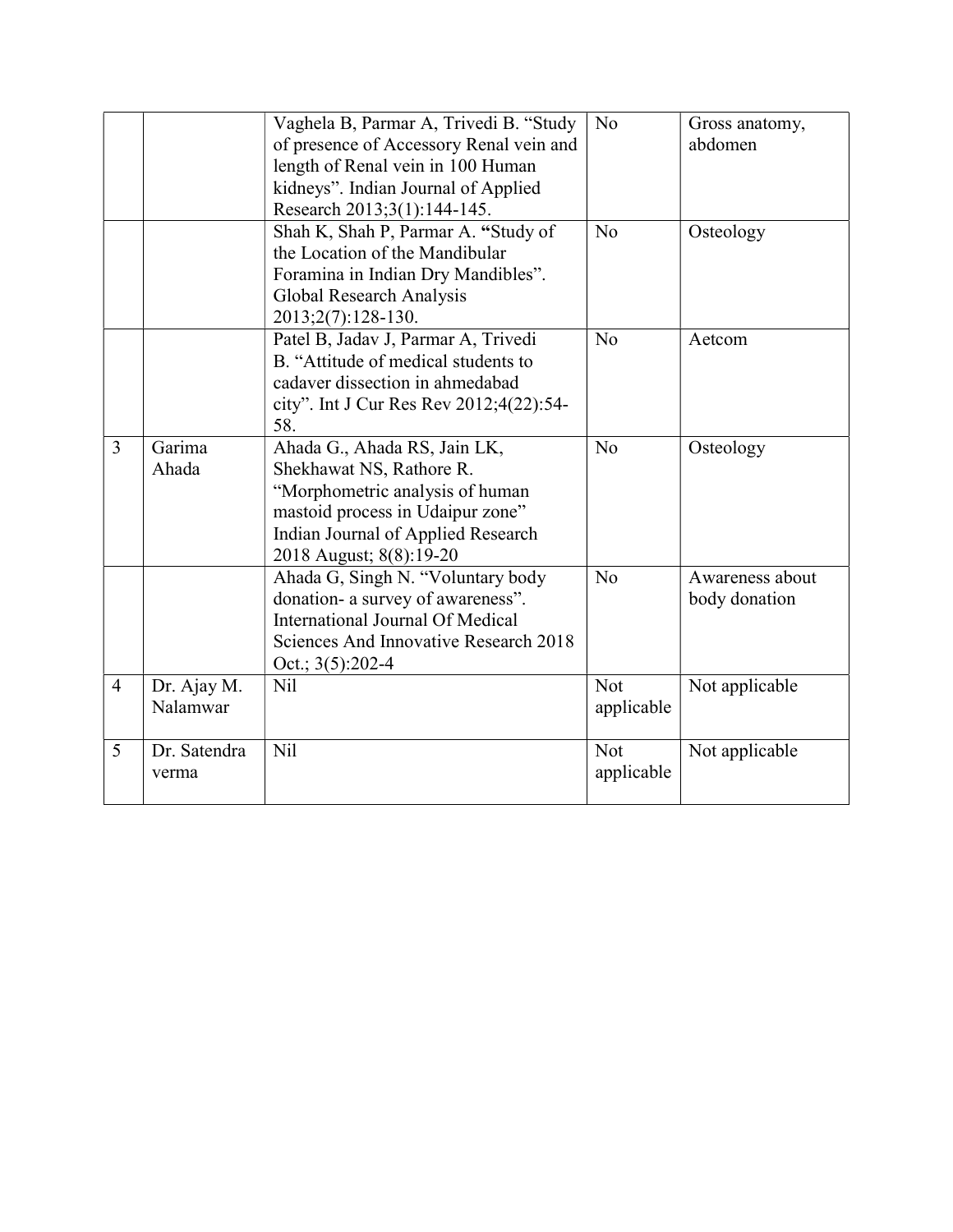| | | | | |
|---|---|---|---|---|
| | | Vaghela B, Parmar A, Trivedi B. "Study of presence of Accessory Renal vein and length of Renal vein in 100 Human kidneys". Indian Journal of Applied Research 2013;3(1):144-145. | No | Gross anatomy, abdomen |
| | | Shah K, Shah P, Parmar A. "Study of the Location of the Mandibular Foramina in Indian Dry Mandibles". Global Research Analysis 2013;2(7):128-130. | No | Osteology |
| | | Patel B, Jadav J, Parmar A, Trivedi B. "Attitude of medical students to cadaver dissection in ahmedabad city". Int J Cur Res Rev 2012;4(22):54-58. | No | Aetcom |
| 3 | Garima Ahada | Ahada G., Ahada RS, Jain LK, Shekhawat NS, Rathore R. "Morphometric analysis of human mastoid process in Udaipur zone" Indian Journal of Applied Research 2018 August; 8(8):19-20 | No | Osteology |
| | | Ahada G, Singh N. "Voluntary body donation- a survey of awareness". International Journal Of Medical Sciences And Innovative Research 2018 Oct.; 3(5):202-4 | No | Awareness about body donation |
| 4 | Dr. Ajay M. Nalamwar | Nil | Not applicable | Not applicable |
| 5 | Dr. Satendra verma | Nil | Not applicable | Not applicable |